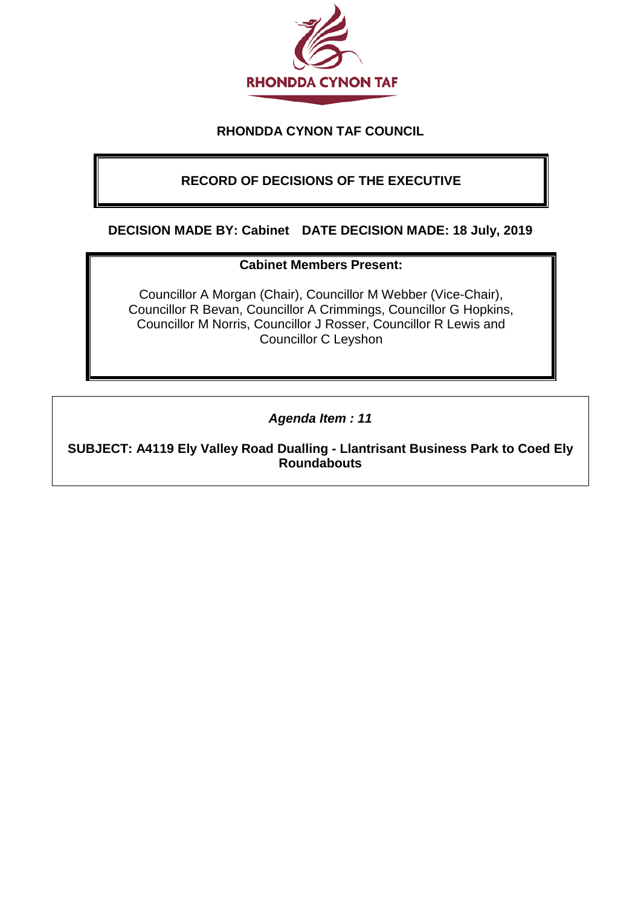RHONDDA CYNON TAF

# RHONDDA CYNON TAF COUNCIL

## RECORD OF DECISIONS OF THE EXECUTIVE

**DECISION MADE BY: Cabinet   DATE DECISION MADE: 18 July, 2019**

**Cabinet Members Present:**

Councillor A Morgan (Chair), Councillor M Webber (Vice-Chair), Councillor R Bevan, Councillor A Crimmings, Councillor G Hopkins, Councillor M Norris, Councillor J Rosser, Councillor R Lewis and Councillor C Leyshon

***Agenda Item : 11***

**SUBJECT: A4119 Ely Valley Road Dualling - Llantrisant Business Park to Coed Ely Roundabouts**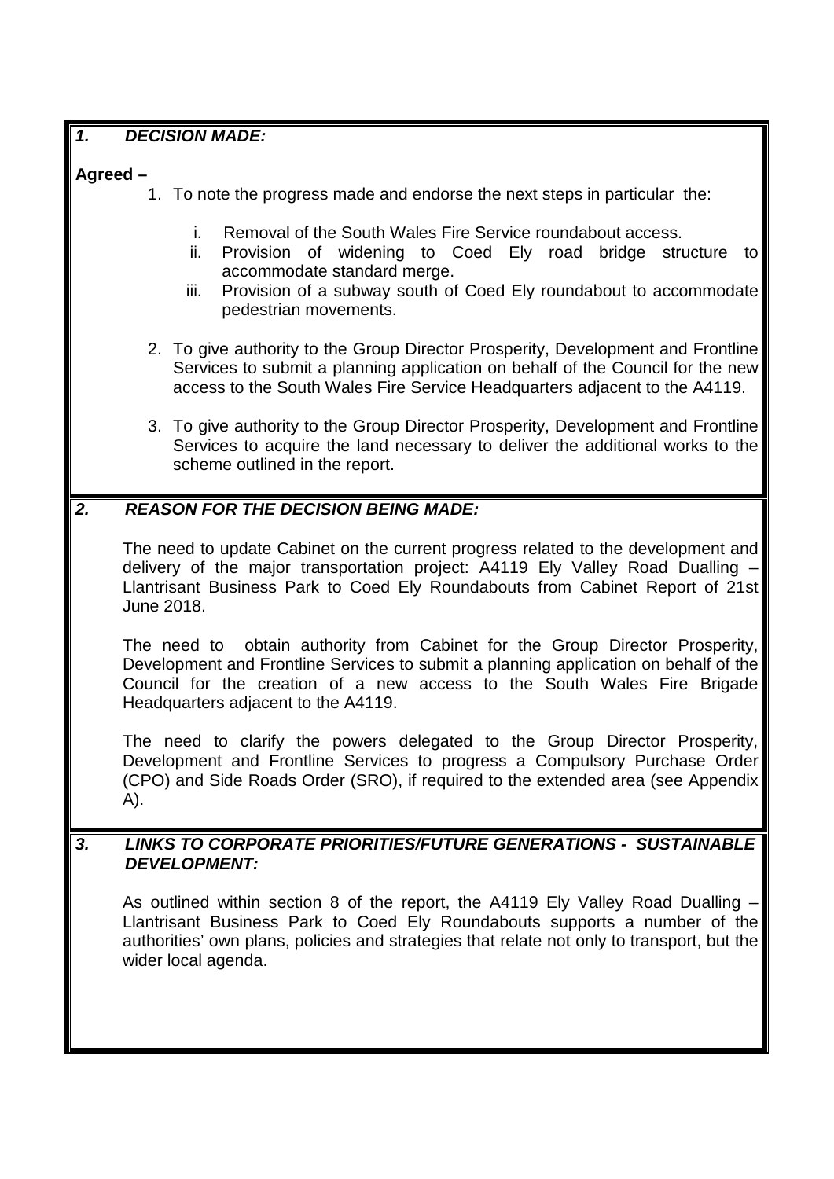## *1. DECISION MADE:*

**Agreed –**

1. To note the progress made and endorse the next steps in particular the:

   i. Removal of the South Wales Fire Service roundabout access.
   ii. Provision of widening to Coed Ely road bridge structure to accommodate standard merge.
   iii. Provision of a subway south of Coed Ely roundabout to accommodate pedestrian movements.

2. To give authority to the Group Director Prosperity, Development and Frontline Services to submit a planning application on behalf of the Council for the new access to the South Wales Fire Service Headquarters adjacent to the A4119.

3. To give authority to the Group Director Prosperity, Development and Frontline Services to acquire the land necessary to deliver the additional works to the scheme outlined in the report.

## *2. REASON FOR THE DECISION BEING MADE:*

The need to update Cabinet on the current progress related to the development and delivery of the major transportation project: A4119 Ely Valley Road Dualling – Llantrisant Business Park to Coed Ely Roundabouts from Cabinet Report of 21st June 2018.

The need to obtain authority from Cabinet for the Group Director Prosperity, Development and Frontline Services to submit a planning application on behalf of the Council for the creation of a new access to the South Wales Fire Brigade Headquarters adjacent to the A4119.

The need to clarify the powers delegated to the Group Director Prosperity, Development and Frontline Services to progress a Compulsory Purchase Order (CPO) and Side Roads Order (SRO), if required to the extended area (see Appendix A).

## *3. LINKS TO CORPORATE PRIORITIES/FUTURE GENERATIONS - SUSTAINABLE DEVELOPMENT:*

As outlined within section 8 of the report, the A4119 Ely Valley Road Dualling – Llantrisant Business Park to Coed Ely Roundabouts supports a number of the authorities' own plans, policies and strategies that relate not only to transport, but the wider local agenda.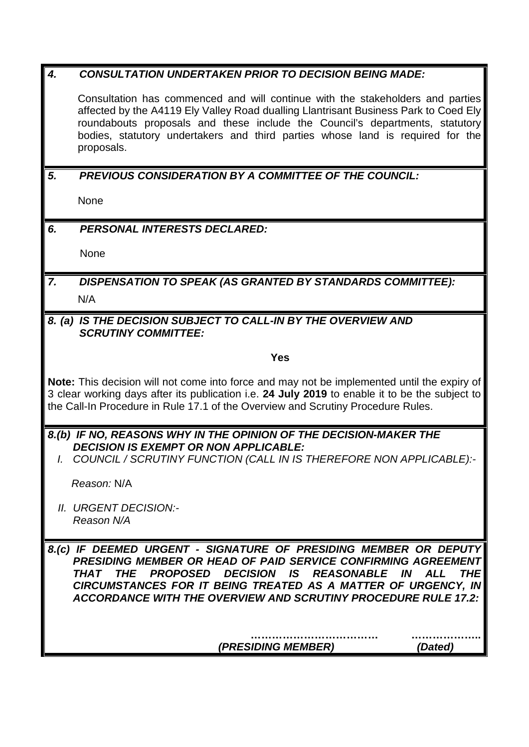### *4. CONSULTATION UNDERTAKEN PRIOR TO DECISION BEING MADE:*

Consultation has commenced and will continue with the stakeholders and parties affected by the A4119 Ely Valley Road dualling Llantrisant Business Park to Coed Ely roundabouts proposals and these include the Council's departments, statutory bodies, statutory undertakers and third parties whose land is required for the proposals.

### *5. PREVIOUS CONSIDERATION BY A COMMITTEE OF THE COUNCIL:*

None

### *6. PERSONAL INTERESTS DECLARED:*

None

### *7. DISPENSATION TO SPEAK (AS GRANTED BY STANDARDS COMMITTEE):*

N/A

### *8. (a) IS THE DECISION SUBJECT TO CALL-IN BY THE OVERVIEW AND SCRUTINY COMMITTEE:*

**Yes**

**Note:** This decision will not come into force and may not be implemented until the expiry of 3 clear working days after its publication i.e. **24 July 2019** to enable it to be the subject to the Call-In Procedure in Rule 17.1 of the Overview and Scrutiny Procedure Rules.

### *8.(b) IF NO, REASONS WHY IN THE OPINION OF THE DECISION-MAKER THE DECISION IS EXEMPT OR NON APPLICABLE:*

*I. COUNCIL / SCRUTINY FUNCTION (CALL IN IS THEREFORE NON APPLICABLE):-*

*Reason:* N/A

*II. URGENT DECISION:-*
*Reason N/A*

### *8.(c) IF DEEMED URGENT - SIGNATURE OF PRESIDING MEMBER OR DEPUTY PRESIDING MEMBER OR HEAD OF PAID SERVICE CONFIRMING AGREEMENT THAT THE PROPOSED DECISION IS REASONABLE IN ALL THE CIRCUMSTANCES FOR IT BEING TREATED AS A MATTER OF URGENCY, IN ACCORDANCE WITH THE OVERVIEW AND SCRUTINY PROCEDURE RULE 17.2:*

……………………………… ………………..
***(PRESIDING MEMBER)*** ***(Dated)***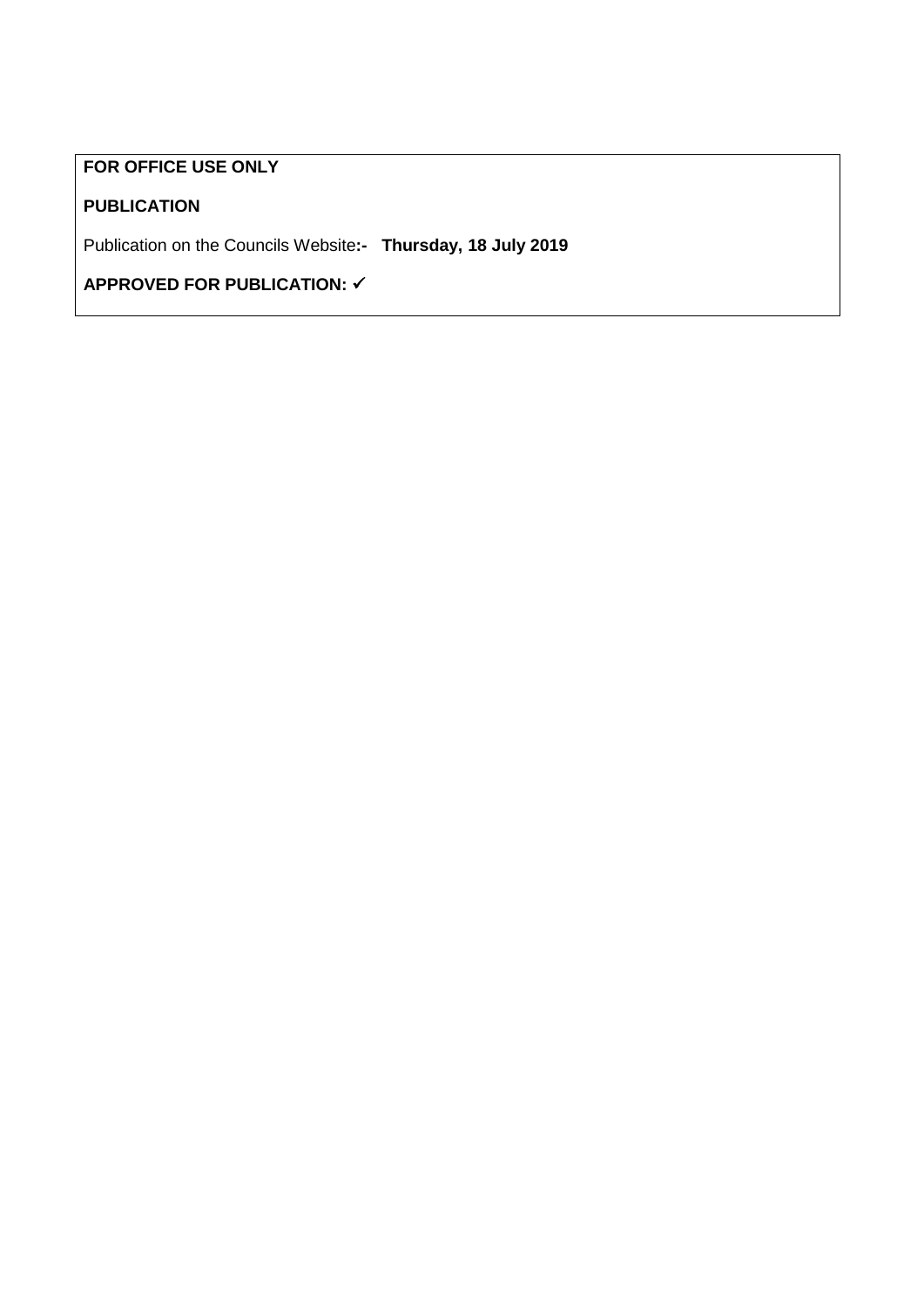**FOR OFFICE USE ONLY**

**PUBLICATION**

Publication on the Councils Website**:- Thursday, 18 July 2019**

**APPROVED FOR PUBLICATION:** ✓